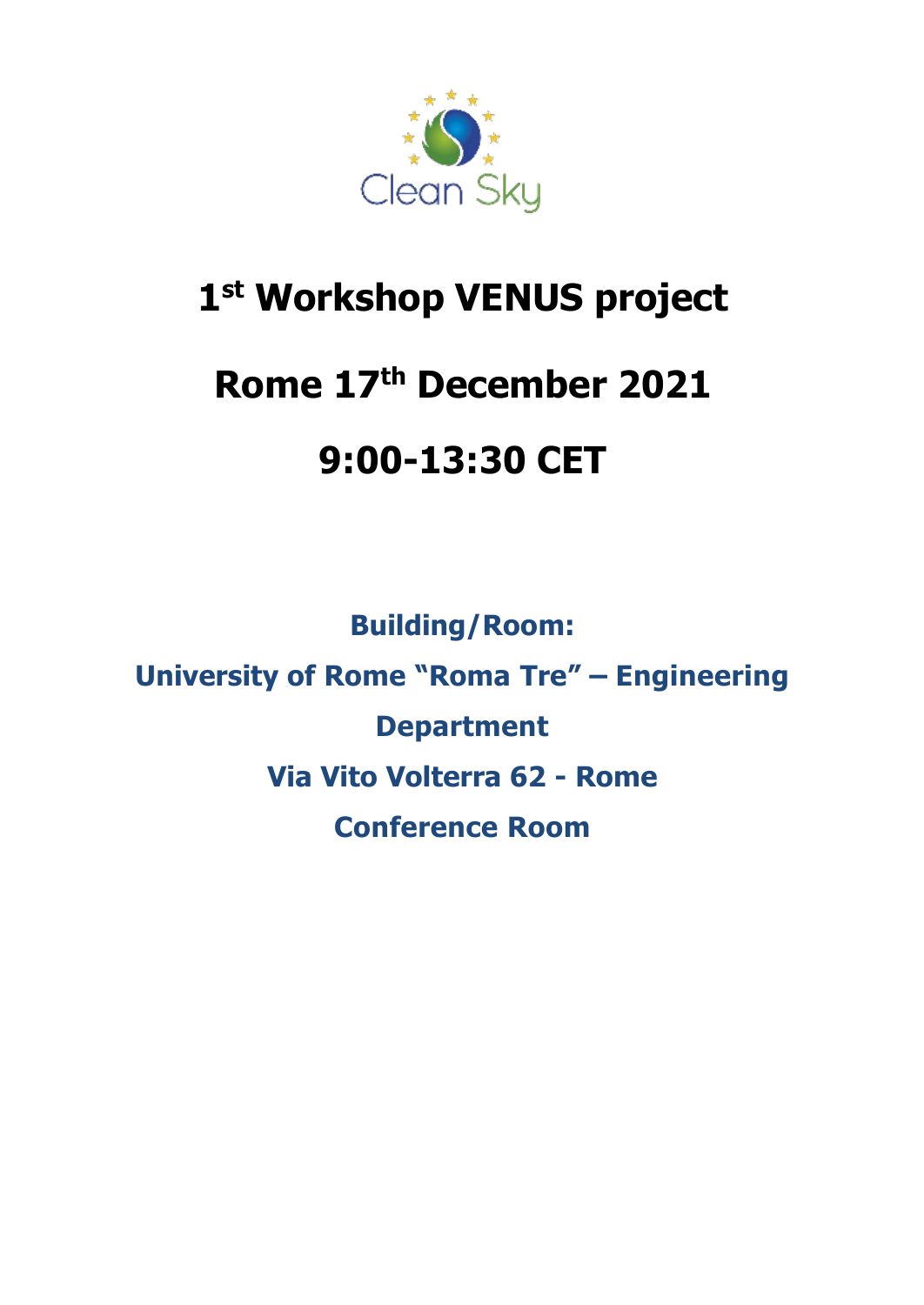Clean Sky

# 1st Workshop VENUS project

# Rome 17th December 2021

# 9:00-13:30 CET

**Building/Room:**

**University of Rome "Roma Tre" – Engineering Department**

**Via Vito Volterra 62 - Rome**

**Conference Room**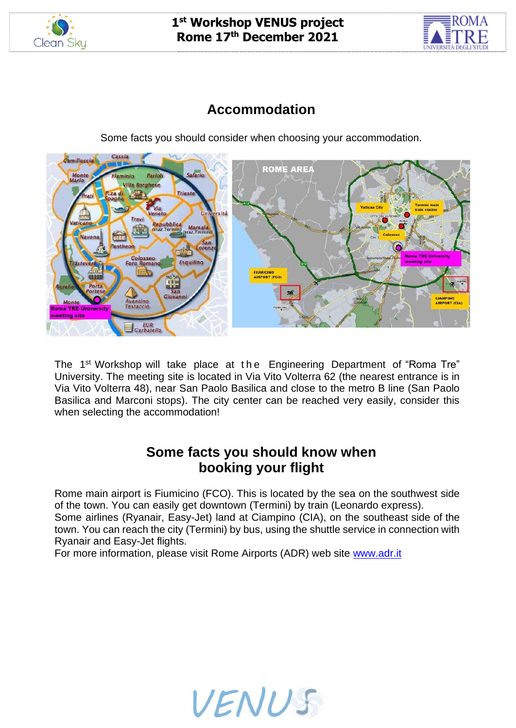## Accommodation

Some facts you should consider when choosing your accommodation.

The 1st Workshop will take place at the Engineering Department of “Roma Tre” University. The meeting site is located in Via Vito Volterra 62 (the nearest entrance is in Via Vito Volterra 48), near San Paolo Basilica and close to the metro B line (San Paolo Basilica and Marconi stops). The city center can be reached very easily, consider this when selecting the accommodation!

## Some facts you should know when booking your flight

Rome main airport is Fiumicino (FCO). This is located by the sea on the southwest side of the town. You can easily get downtown (Termini) by train (Leonardo express).
Some airlines (Ryanair, Easy-Jet) land at Ciampino (CIA), on the southeast side of the town. You can reach the city (Termini) by bus, using the shuttle service in connection with Ryanair and Easy-Jet flights.
For more information, please visit Rome Airports (ADR) web site www.adr.it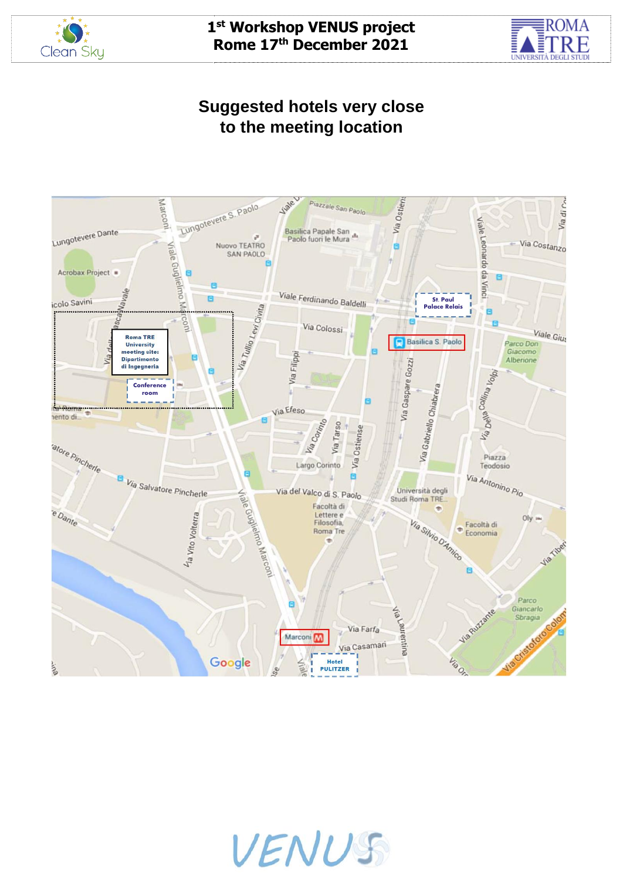## Suggested hotels very close to the meeting location

Roma TRE University meeting site: Dipartimento di Ingegneria

Conference room

St. Paul Palace Relais

Basilica S. Paolo

Marconi

Hotel PULITZER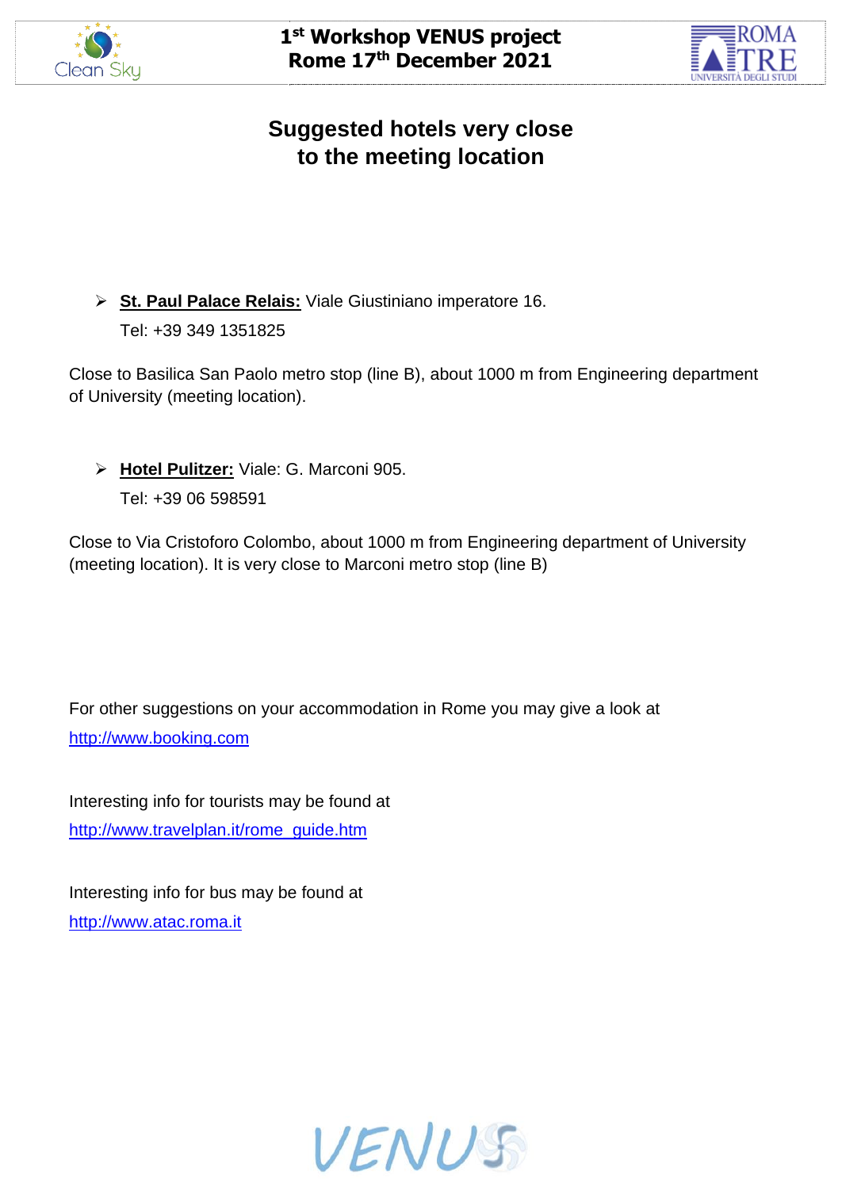## Suggested hotels very close to the meeting location

- **St. Paul Palace Relais:** Viale Giustiniano imperatore 16.
  Tel: +39 349 1351825

Close to Basilica San Paolo metro stop (line B), about 1000 m from Engineering department of University (meeting location).

- **Hotel Pulitzer:** Viale: G. Marconi 905.
  Tel: +39 06 598591

Close to Via Cristoforo Colombo, about 1000 m from Engineering department of University (meeting location). It is very close to Marconi metro stop (line B)

For other suggestions on your accommodation in Rome you may give a look at
http://www.booking.com

Interesting info for tourists may be found at
http://www.travelplan.it/rome_guide.htm

Interesting info for bus may be found at
http://www.atac.roma.it